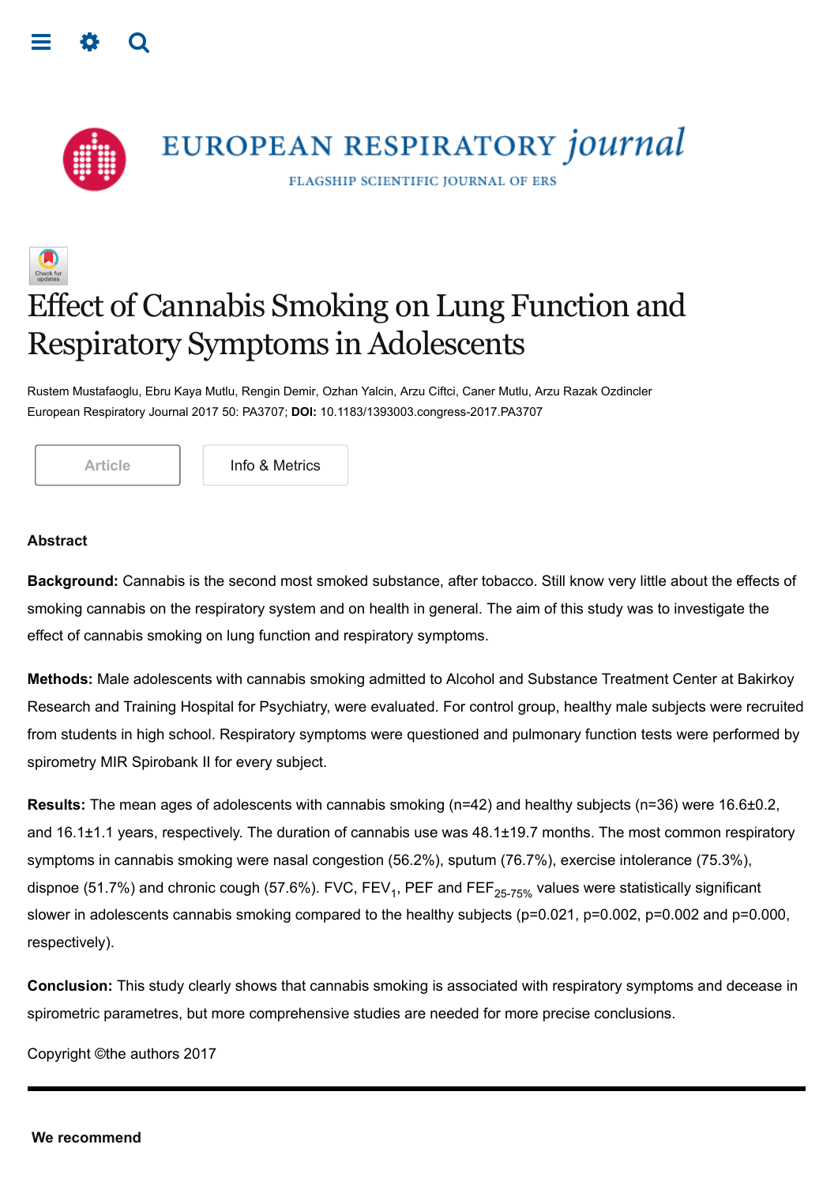# Effect of Cannabis Smoking on Lung Function and Respiratory Symptoms in Adolescents

Rustem Mustafaoglu, Ebru Kaya Mutlu, Rengin Demir, Ozhan Yalcin, Arzu Ciftci, Caner Mutlu, Arzu Razak Ozdincler

European Respiratory Journal 2017 50: PA3707; **DOI:** 10.1183/1393003.congress-2017.PA3707

## Abstract

**Background:** Cannabis is the second most smoked substance, after tobacco. Still know very little about the effects of smoking cannabis on the respiratory system and on health in general. The aim of this study was to investigate the effect of cannabis smoking on lung function and respiratory symptoms.

**Methods:** Male adolescents with cannabis smoking admitted to Alcohol and Substance Treatment Center at Bakirkoy Research and Training Hospital for Psychiatry, were evaluated. For control group, healthy male subjects were recruited from students in high school. Respiratory symptoms were questioned and pulmonary function tests were performed by spirometry MIR Spirobank II for every subject.

**Results:** The mean ages of adolescents with cannabis smoking (n=42) and healthy subjects (n=36) were 16.6±0.2, and 16.1±1.1 years, respectively. The duration of cannabis use was 48.1±19.7 months. The most common respiratory symptoms in cannabis smoking were nasal congestion (56.2%), sputum (76.7%), exercise intolerance (75.3%), dispnoe (51.7%) and chronic cough (57.6%). FVC, $FEV_1$, PEF and $FEF_{25\text{-}75\%}$ values were statistically significant slower in adolescents cannabis smoking compared to the healthy subjects (p=0.021, p=0.002, p=0.002 and p=0.000, respectively).

**Conclusion:** This study clearly shows that cannabis smoking is associated with respiratory symptoms and decease in spirometric parametres, but more comprehensive studies are needed for more precise conclusions.

Copyright ©the authors 2017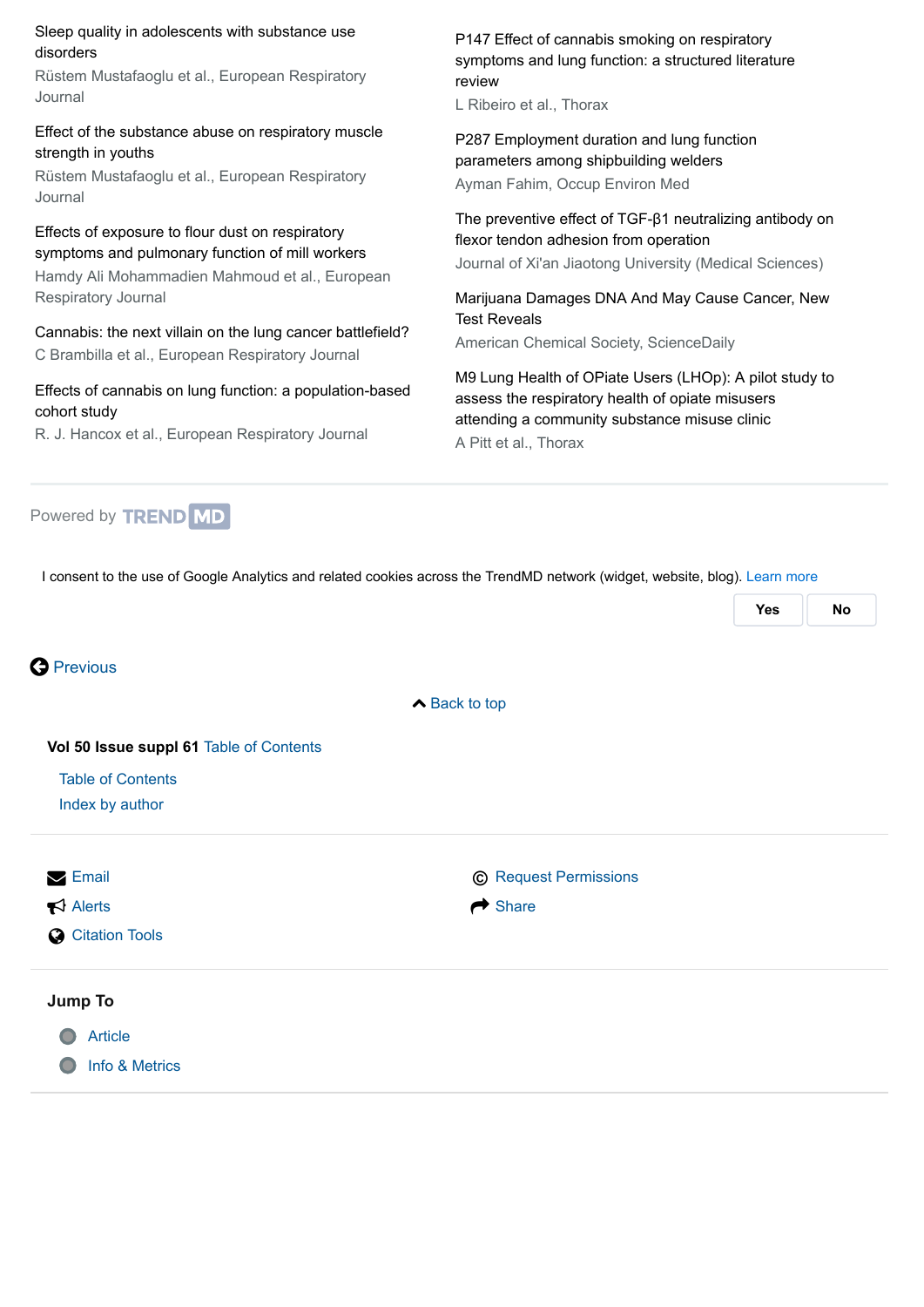Sleep quality in adolescents with substance use disorders
Rüstem Mustafaoglu et al., European Respiratory Journal

Effect of the substance abuse on respiratory muscle strength in youths
Rüstem Mustafaoglu et al., European Respiratory Journal

Effects of exposure to flour dust on respiratory symptoms and pulmonary function of mill workers
Hamdy Ali Mohammadien Mahmoud et al., European Respiratory Journal

Cannabis: the next villain on the lung cancer battlefield?
C Brambilla et al., European Respiratory Journal

Effects of cannabis on lung function: a population-based cohort study
R. J. Hancox et al., European Respiratory Journal

P147 Effect of cannabis smoking on respiratory symptoms and lung function: a structured literature review
L Ribeiro et al., Thorax

P287 Employment duration and lung function parameters among shipbuilding welders
Ayman Fahim, Occup Environ Med

The preventive effect of TGF-β1 neutralizing antibody on flexor tendon adhesion from operation
Journal of Xi'an Jiaotong University (Medical Sciences)

Marijuana Damages DNA And May Cause Cancer, New Test Reveals
American Chemical Society, ScienceDaily

M9 Lung Health of OPiate Users (LHOp): A pilot study to assess the respiratory health of opiate misusers attending a community substance misuse clinic
A Pitt et al., Thorax

Powered by TRENDMD

I consent to the use of Google Analytics and related cookies across the TrendMD network (widget, website, blog). Learn more

Yes No

Previous

Back to top

**Vol 50 Issue suppl 61** Table of Contents

- Table of Contents
- Index by author

- Email
- Alerts
- Citation Tools
- Request Permissions
- Share

**Jump To**

- Article
- Info & Metrics